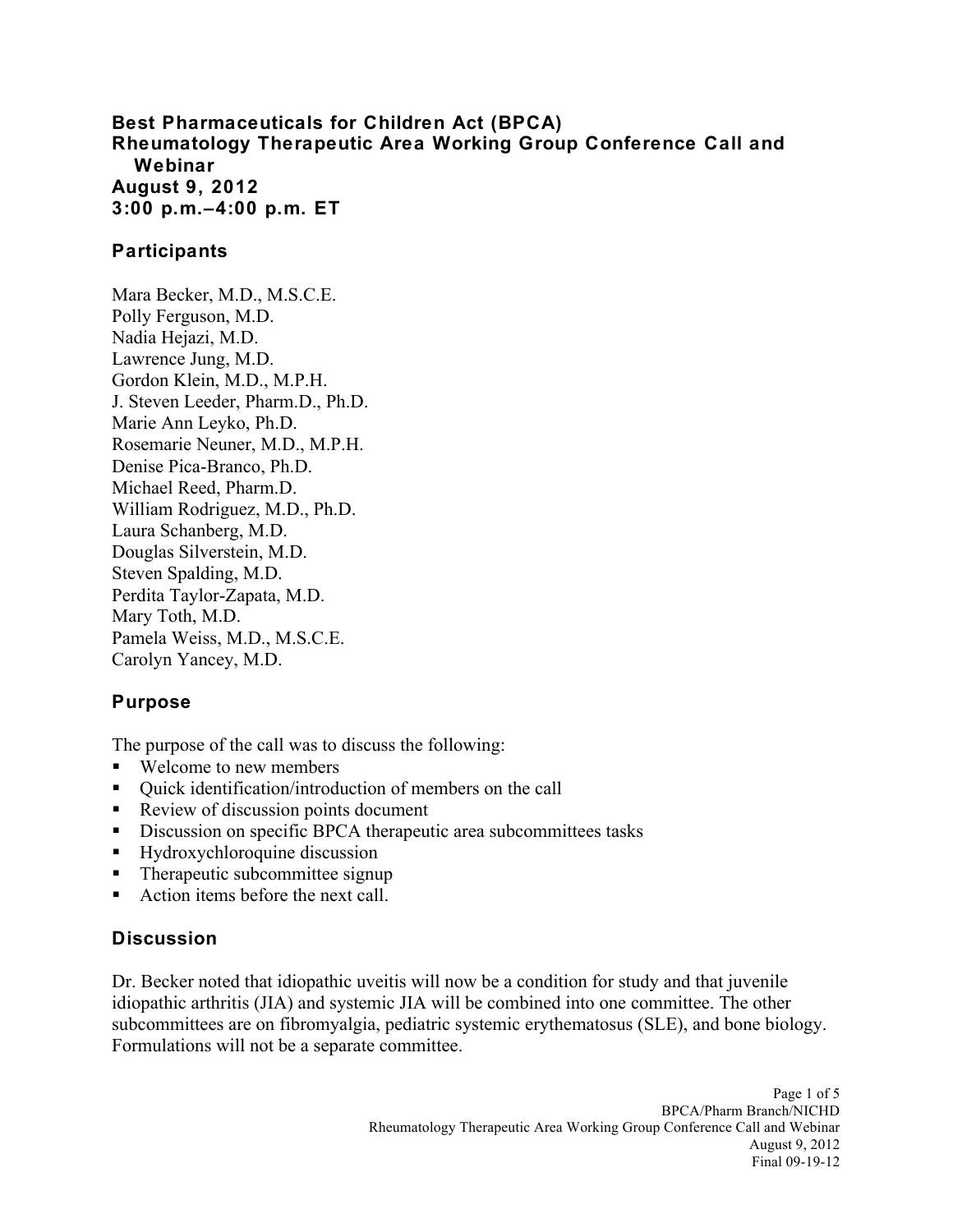# Best Pharmaceuticals for Children Act (BPCA)
# Rheumatology Therapeutic Area Working Group Conference Call and Webinar
**August 9, 2012**
**3:00 p.m.–4:00 p.m. ET**

## Participants

Mara Becker, M.D., M.S.C.E.
Polly Ferguson, M.D.
Nadia Hejazi, M.D.
Lawrence Jung, M.D.
Gordon Klein, M.D., M.P.H.
J. Steven Leeder, Pharm.D., Ph.D.
Marie Ann Leyko, Ph.D.
Rosemarie Neuner, M.D., M.P.H.
Denise Pica-Branco, Ph.D.
Michael Reed, Pharm.D.
William Rodriguez, M.D., Ph.D.
Laura Schanberg, M.D.
Douglas Silverstein, M.D.
Steven Spalding, M.D.
Perdita Taylor-Zapata, M.D.
Mary Toth, M.D.
Pamela Weiss, M.D., M.S.C.E.
Carolyn Yancey, M.D.

## Purpose

The purpose of the call was to discuss the following:

- Welcome to new members
- Quick identification/introduction of members on the call
- Review of discussion points document
- Discussion on specific BPCA therapeutic area subcommittees tasks
- Hydroxychloroquine discussion
- Therapeutic subcommittee signup
- Action items before the next call.

## Discussion

Dr. Becker noted that idiopathic uveitis will now be a condition for study and that juvenile idiopathic arthritis (JIA) and systemic JIA will be combined into one committee. The other subcommittees are on fibromyalgia, pediatric systemic erythematosus (SLE), and bone biology. Formulations will not be a separate committee.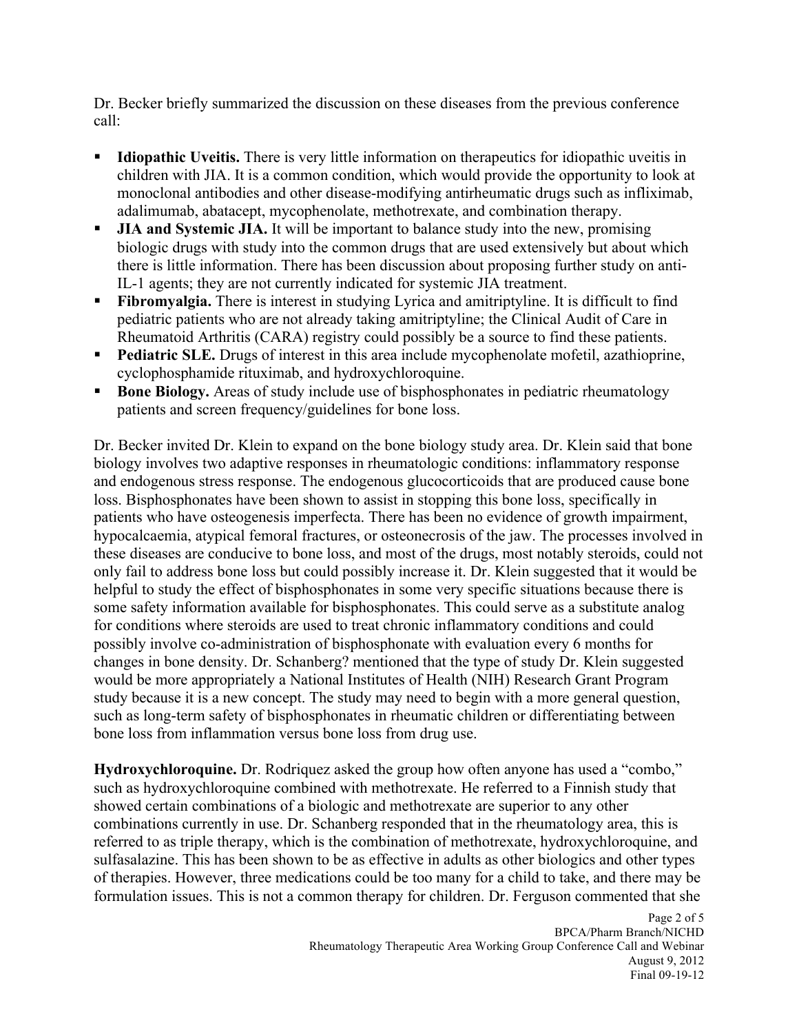Dr. Becker briefly summarized the discussion on these diseases from the previous conference call:

- **Idiopathic Uveitis.** There is very little information on therapeutics for idiopathic uveitis in children with JIA. It is a common condition, which would provide the opportunity to look at monoclonal antibodies and other disease-modifying antirheumatic drugs such as infliximab, adalimumab, abatacept, mycophenolate, methotrexate, and combination therapy.
- **JIA and Systemic JIA.** It will be important to balance study into the new, promising biologic drugs with study into the common drugs that are used extensively but about which there is little information. There has been discussion about proposing further study on anti-IL-1 agents; they are not currently indicated for systemic JIA treatment.
- **Fibromyalgia.** There is interest in studying Lyrica and amitriptyline. It is difficult to find pediatric patients who are not already taking amitriptyline; the Clinical Audit of Care in Rheumatoid Arthritis (CARA) registry could possibly be a source to find these patients.
- **Pediatric SLE.** Drugs of interest in this area include mycophenolate mofetil, azathioprine, cyclophosphamide rituximab, and hydroxychloroquine.
- **Bone Biology.** Areas of study include use of bisphosphonates in pediatric rheumatology patients and screen frequency/guidelines for bone loss.

Dr. Becker invited Dr. Klein to expand on the bone biology study area. Dr. Klein said that bone biology involves two adaptive responses in rheumatologic conditions: inflammatory response and endogenous stress response. The endogenous glucocorticoids that are produced cause bone loss. Bisphosphonates have been shown to assist in stopping this bone loss, specifically in patients who have osteogenesis imperfecta. There has been no evidence of growth impairment, hypocalcaemia, atypical femoral fractures, or osteonecrosis of the jaw. The processes involved in these diseases are conducive to bone loss, and most of the drugs, most notably steroids, could not only fail to address bone loss but could possibly increase it. Dr. Klein suggested that it would be helpful to study the effect of bisphosphonates in some very specific situations because there is some safety information available for bisphosphonates. This could serve as a substitute analog for conditions where steroids are used to treat chronic inflammatory conditions and could possibly involve co-administration of bisphosphonate with evaluation every 6 months for changes in bone density. Dr. Schanberg? mentioned that the type of study Dr. Klein suggested would be more appropriately a National Institutes of Health (NIH) Research Grant Program study because it is a new concept. The study may need to begin with a more general question, such as long-term safety of bisphosphonates in rheumatic children or differentiating between bone loss from inflammation versus bone loss from drug use.

**Hydroxychloroquine.** Dr. Rodriquez asked the group how often anyone has used a "combo," such as hydroxychloroquine combined with methotrexate. He referred to a Finnish study that showed certain combinations of a biologic and methotrexate are superior to any other combinations currently in use. Dr. Schanberg responded that in the rheumatology area, this is referred to as triple therapy, which is the combination of methotrexate, hydroxychloroquine, and sulfasalazine. This has been shown to be as effective in adults as other biologics and other types of therapies. However, three medications could be too many for a child to take, and there may be formulation issues. This is not a common therapy for children. Dr. Ferguson commented that she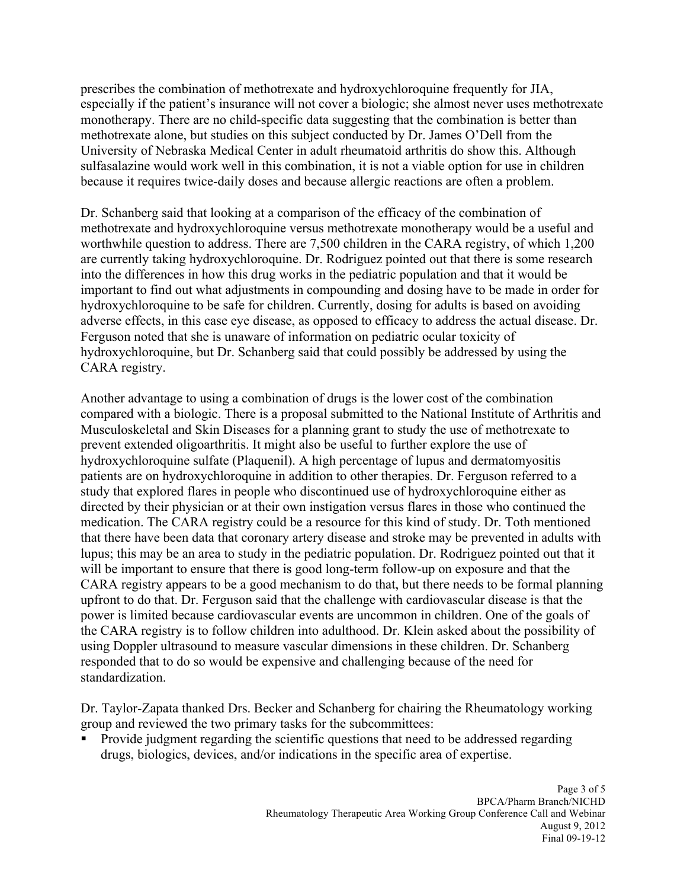prescribes the combination of methotrexate and hydroxychloroquine frequently for JIA, especially if the patient's insurance will not cover a biologic; she almost never uses methotrexate monotherapy. There are no child-specific data suggesting that the combination is better than methotrexate alone, but studies on this subject conducted by Dr. James O'Dell from the University of Nebraska Medical Center in adult rheumatoid arthritis do show this. Although sulfasalazine would work well in this combination, it is not a viable option for use in children because it requires twice-daily doses and because allergic reactions are often a problem.

Dr. Schanberg said that looking at a comparison of the efficacy of the combination of methotrexate and hydroxychloroquine versus methotrexate monotherapy would be a useful and worthwhile question to address. There are 7,500 children in the CARA registry, of which 1,200 are currently taking hydroxychloroquine. Dr. Rodriguez pointed out that there is some research into the differences in how this drug works in the pediatric population and that it would be important to find out what adjustments in compounding and dosing have to be made in order for hydroxychloroquine to be safe for children. Currently, dosing for adults is based on avoiding adverse effects, in this case eye disease, as opposed to efficacy to address the actual disease. Dr. Ferguson noted that she is unaware of information on pediatric ocular toxicity of hydroxychloroquine, but Dr. Schanberg said that could possibly be addressed by using the CARA registry.

Another advantage to using a combination of drugs is the lower cost of the combination compared with a biologic. There is a proposal submitted to the National Institute of Arthritis and Musculoskeletal and Skin Diseases for a planning grant to study the use of methotrexate to prevent extended oligoarthritis. It might also be useful to further explore the use of hydroxychloroquine sulfate (Plaquenil). A high percentage of lupus and dermatomyositis patients are on hydroxychloroquine in addition to other therapies. Dr. Ferguson referred to a study that explored flares in people who discontinued use of hydroxychloroquine either as directed by their physician or at their own instigation versus flares in those who continued the medication. The CARA registry could be a resource for this kind of study. Dr. Toth mentioned that there have been data that coronary artery disease and stroke may be prevented in adults with lupus; this may be an area to study in the pediatric population. Dr. Rodriguez pointed out that it will be important to ensure that there is good long-term follow-up on exposure and that the CARA registry appears to be a good mechanism to do that, but there needs to be formal planning upfront to do that. Dr. Ferguson said that the challenge with cardiovascular disease is that the power is limited because cardiovascular events are uncommon in children. One of the goals of the CARA registry is to follow children into adulthood. Dr. Klein asked about the possibility of using Doppler ultrasound to measure vascular dimensions in these children. Dr. Schanberg responded that to do so would be expensive and challenging because of the need for standardization.

Dr. Taylor-Zapata thanked Drs. Becker and Schanberg for chairing the Rheumatology working group and reviewed the two primary tasks for the subcommittees:

- Provide judgment regarding the scientific questions that need to be addressed regarding drugs, biologics, devices, and/or indications in the specific area of expertise.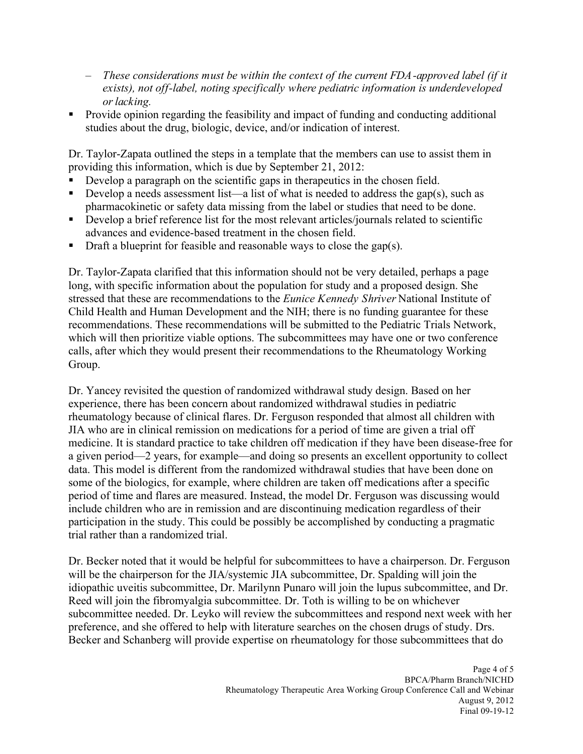- *These considerations must be within the context of the current FDA-approved label (if it exists), not off-label, noting specifically where pediatric information is underdeveloped or lacking.*

- Provide opinion regarding the feasibility and impact of funding and conducting additional studies about the drug, biologic, device, and/or indication of interest.

Dr. Taylor-Zapata outlined the steps in a template that the members can use to assist them in providing this information, which is due by September 21, 2012:

- Develop a paragraph on the scientific gaps in therapeutics in the chosen field.
- Develop a needs assessment list—a list of what is needed to address the gap(s), such as pharmacokinetic or safety data missing from the label or studies that need to be done.
- Develop a brief reference list for the most relevant articles/journals related to scientific advances and evidence-based treatment in the chosen field.
- Draft a blueprint for feasible and reasonable ways to close the gap(s).

Dr. Taylor-Zapata clarified that this information should not be very detailed, perhaps a page long, with specific information about the population for study and a proposed design. She stressed that these are recommendations to the *Eunice Kennedy Shriver* National Institute of Child Health and Human Development and the NIH; there is no funding guarantee for these recommendations. These recommendations will be submitted to the Pediatric Trials Network, which will then prioritize viable options. The subcommittees may have one or two conference calls, after which they would present their recommendations to the Rheumatology Working Group.

Dr. Yancey revisited the question of randomized withdrawal study design. Based on her experience, there has been concern about randomized withdrawal studies in pediatric rheumatology because of clinical flares. Dr. Ferguson responded that almost all children with JIA who are in clinical remission on medications for a period of time are given a trial off medicine. It is standard practice to take children off medication if they have been disease-free for a given period—2 years, for example—and doing so presents an excellent opportunity to collect data. This model is different from the randomized withdrawal studies that have been done on some of the biologics, for example, where children are taken off medications after a specific period of time and flares are measured. Instead, the model Dr. Ferguson was discussing would include children who are in remission and are discontinuing medication regardless of their participation in the study. This could be possibly be accomplished by conducting a pragmatic trial rather than a randomized trial.

Dr. Becker noted that it would be helpful for subcommittees to have a chairperson. Dr. Ferguson will be the chairperson for the JIA/systemic JIA subcommittee, Dr. Spalding will join the idiopathic uveitis subcommittee, Dr. Marilynn Punaro will join the lupus subcommittee, and Dr. Reed will join the fibromyalgia subcommittee. Dr. Toth is willing to be on whichever subcommittee needed. Dr. Leyko will review the subcommittees and respond next week with her preference, and she offered to help with literature searches on the chosen drugs of study. Drs. Becker and Schanberg will provide expertise on rheumatology for those subcommittees that do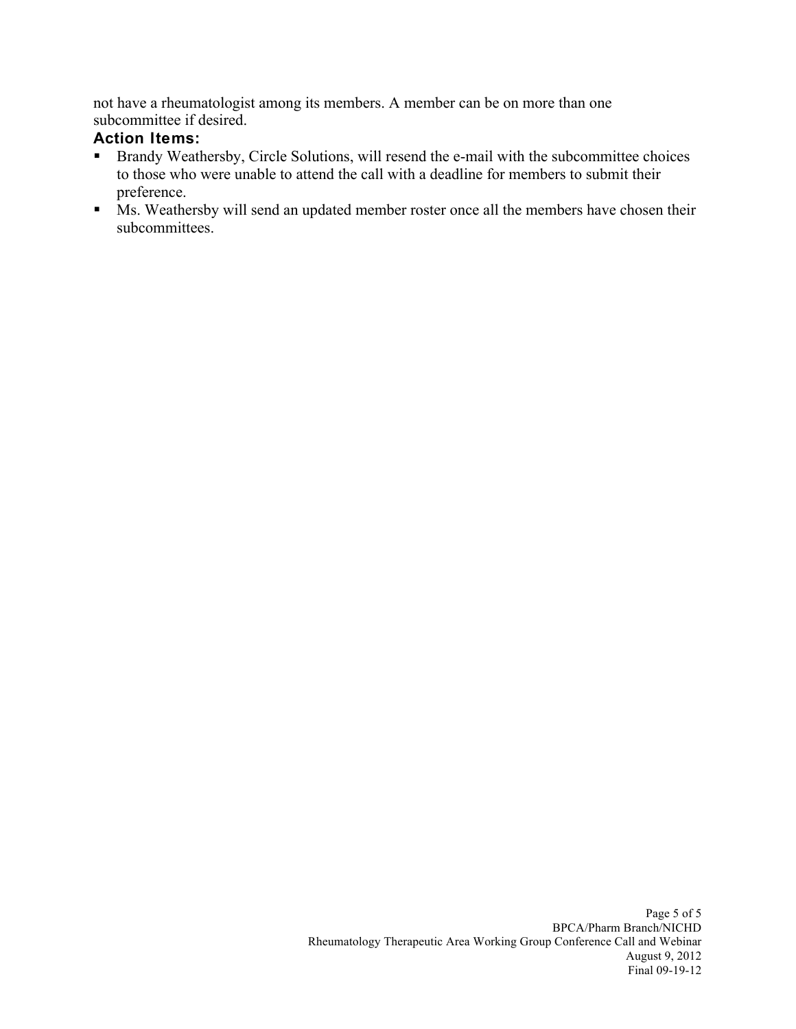not have a rheumatologist among its members. A member can be on more than one subcommittee if desired.

**Action Items:**

- Brandy Weathersby, Circle Solutions, will resend the e-mail with the subcommittee choices to those who were unable to attend the call with a deadline for members to submit their preference.
- Ms. Weathersby will send an updated member roster once all the members have chosen their subcommittees.